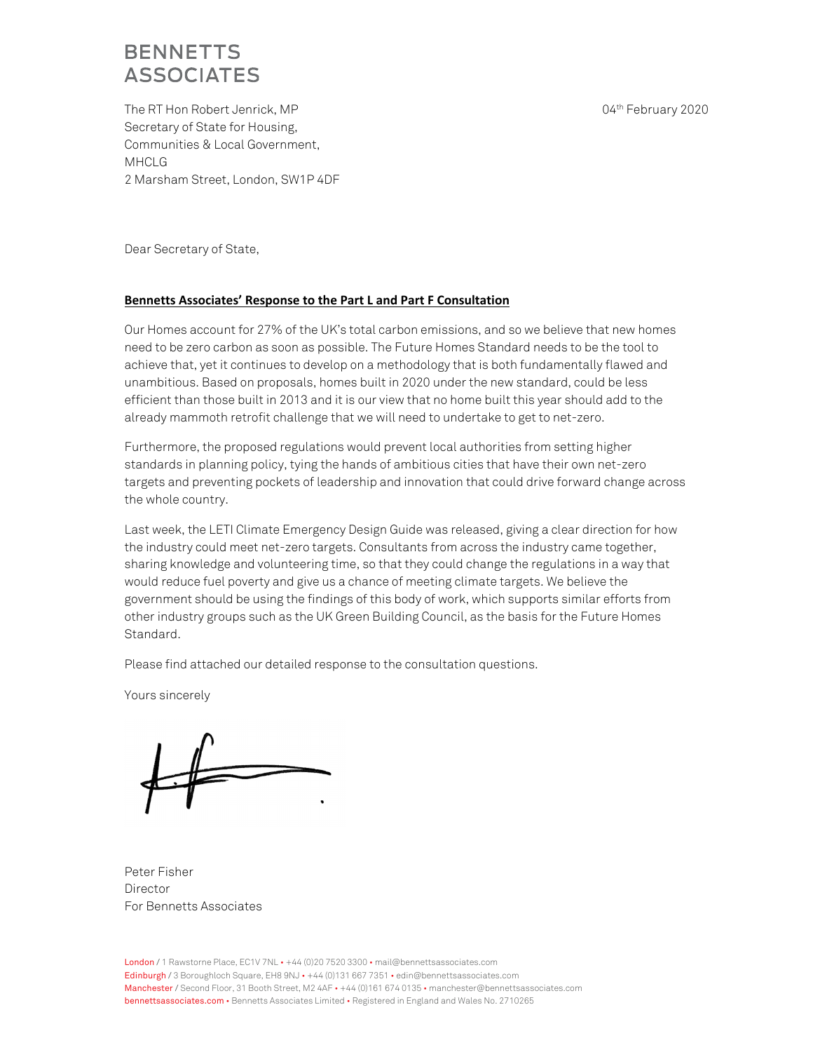**BENNETTS ASSOCIATES**

The RT Hon Robert Jenrick, MP
Secretary of State for Housing,
Communities & Local Government,
MHCLG
2 Marsham Street, London, SW1P 4DF

04th February 2020

Dear Secretary of State,

**Bennetts Associates' Response to the Part L and Part F Consultation**

Our Homes account for 27% of the UK's total carbon emissions, and so we believe that new homes need to be zero carbon as soon as possible. The Future Homes Standard needs to be the tool to achieve that, yet it continues to develop on a methodology that is both fundamentally flawed and unambitious. Based on proposals, homes built in 2020 under the new standard, could be less efficient than those built in 2013 and it is our view that no home built this year should add to the already mammoth retrofit challenge that we will need to undertake to get to net-zero.

Furthermore, the proposed regulations would prevent local authorities from setting higher standards in planning policy, tying the hands of ambitious cities that have their own net-zero targets and preventing pockets of leadership and innovation that could drive forward change across the whole country.

Last week, the LETI Climate Emergency Design Guide was released, giving a clear direction for how the industry could meet net-zero targets. Consultants from across the industry came together, sharing knowledge and volunteering time, so that they could change the regulations in a way that would reduce fuel poverty and give us a chance of meeting climate targets. We believe the government should be using the findings of this body of work, which supports similar efforts from other industry groups such as the UK Green Building Council, as the basis for the Future Homes Standard.

Please find attached our detailed response to the consultation questions.

Yours sincerely

Peter Fisher
Director
For Bennetts Associates

London / 1 Rawstorne Place, EC1V 7NL • +44 (0)20 7520 3300 • mail@bennettsassociates.com
Edinburgh / 3 Boroughloch Square, EH8 9NJ • +44 (0)131 667 7351 • edin@bennettsassociates.com
Manchester / Second Floor, 31 Booth Street, M2 4AF • +44 (0)161 674 0135 • manchester@bennettsassociates.com
bennettsassociates.com • Bennetts Associates Limited • Registered in England and Wales No. 2710265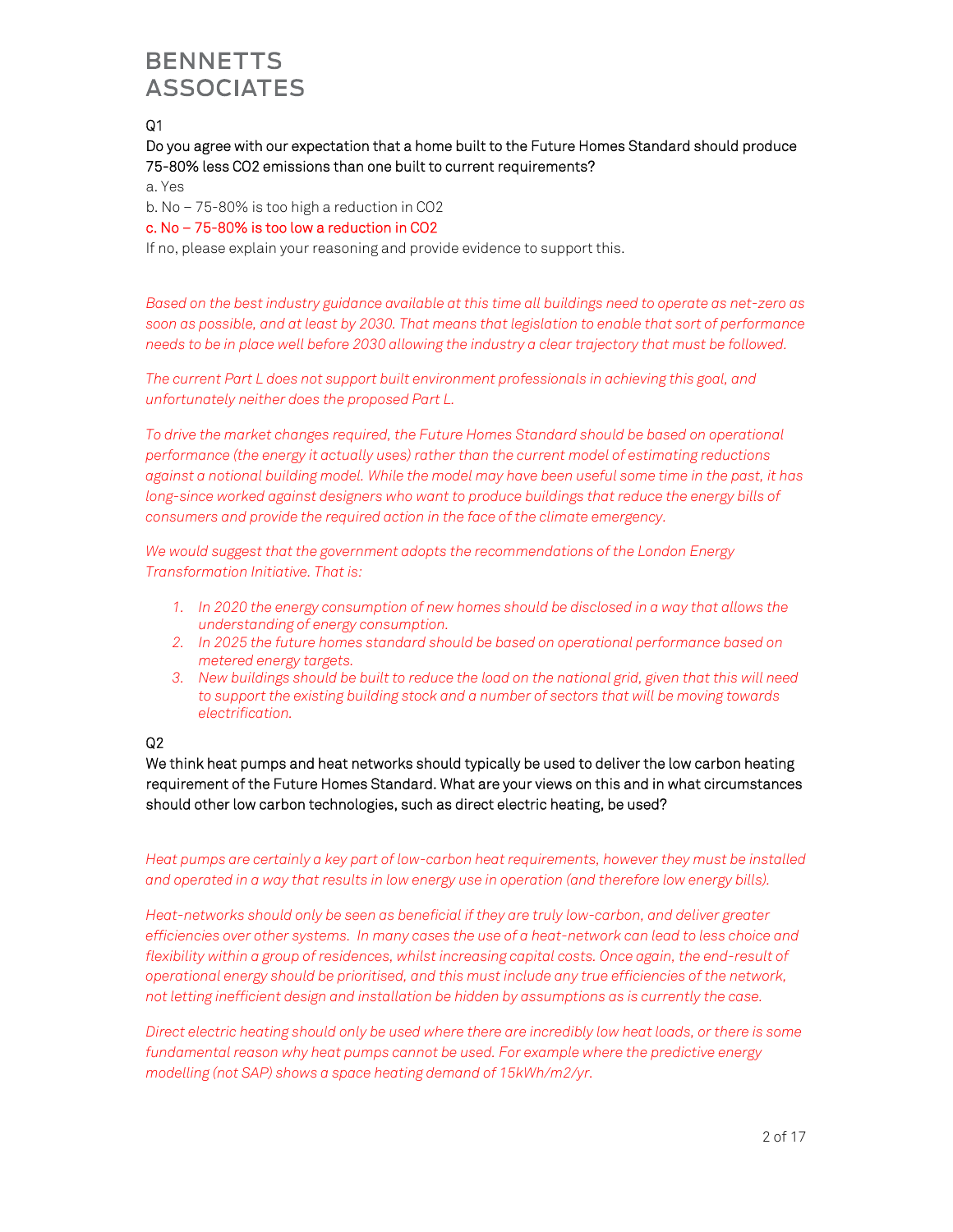**BENNETTS ASSOCIATES**

Q1

Do you agree with our expectation that a home built to the Future Homes Standard should produce 75-80% less $CO_2$ emissions than one built to current requirements?

a. Yes

b. No – 75-80% is too high a reduction in $CO_2$

c. No – 75-80% is too low a reduction in $CO_2$

If no, please explain your reasoning and provide evidence to support this.

*Based on the best industry guidance available at this time all buildings need to operate as net-zero as soon as possible, and at least by 2030. That means that legislation to enable that sort of performance needs to be in place well before 2030 allowing the industry a clear trajectory that must be followed.*

*The current Part L does not support built environment professionals in achieving this goal, and unfortunately neither does the proposed Part L.*

*To drive the market changes required, the Future Homes Standard should be based on operational performance (the energy it actually uses) rather than the current model of estimating reductions against a notional building model. While the model may have been useful some time in the past, it has long-since worked against designers who want to produce buildings that reduce the energy bills of consumers and provide the required action in the face of the climate emergency.*

*We would suggest that the government adopts the recommendations of the London Energy Transformation Initiative. That is:*

1. *In 2020 the energy consumption of new homes should be disclosed in a way that allows the understanding of energy consumption.*
2. *In 2025 the future homes standard should be based on operational performance based on metered energy targets.*
3. *New buildings should be built to reduce the load on the national grid, given that this will need to support the existing building stock and a number of sectors that will be moving towards electrification.*

Q2

We think heat pumps and heat networks should typically be used to deliver the low carbon heating requirement of the Future Homes Standard. What are your views on this and in what circumstances should other low carbon technologies, such as direct electric heating, be used?

*Heat pumps are certainly a key part of low-carbon heat requirements, however they must be installed and operated in a way that results in low energy use in operation (and therefore low energy bills).*

*Heat-networks should only be seen as beneficial if they are truly low-carbon, and deliver greater efficiencies over other systems. In many cases the use of a heat-network can lead to less choice and flexibility within a group of residences, whilst increasing capital costs. Once again, the end-result of operational energy should be prioritised, and this must include any true efficiencies of the network, not letting inefficient design and installation be hidden by assumptions as is currently the case.*

*Direct electric heating should only be used where there are incredibly low heat loads, or there is some fundamental reason why heat pumps cannot be used. For example where the predictive energy modelling (not SAP) shows a space heating demand of 15kWh/m2/yr.*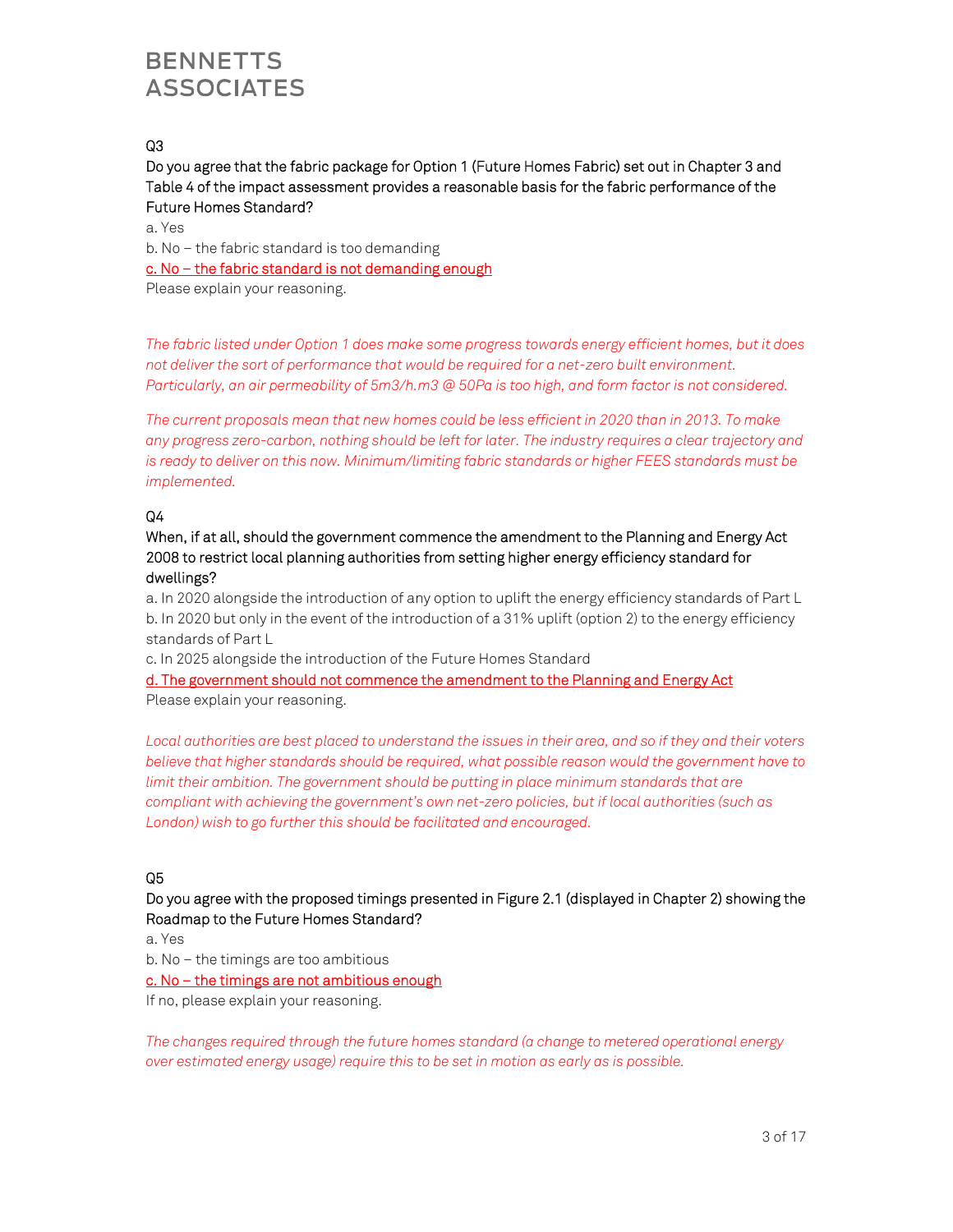## Q3

Do you agree that the fabric package for Option 1 (Future Homes Fabric) set out in Chapter 3 and Table 4 of the impact assessment provides a reasonable basis for the fabric performance of the Future Homes Standard?

a. Yes

b. No – the fabric standard is too demanding

<u>c. No – the fabric standard is not demanding enough</u>

Please explain your reasoning.

*The fabric listed under Option 1 does make some progress towards energy efficient homes, but it does not deliver the sort of performance that would be required for a net-zero built environment. Particularly, an air permeability of 5m3/h.m3 @ 50Pa is too high, and form factor is not considered.*

*The current proposals mean that new homes could be less efficient in 2020 than in 2013. To make any progress zero-carbon, nothing should be left for later. The industry requires a clear trajectory and is ready to deliver on this now. Minimum/limiting fabric standards or higher FEES standards must be implemented.*

## Q4

When, if at all, should the government commence the amendment to the Planning and Energy Act 2008 to restrict local planning authorities from setting higher energy efficiency standard for dwellings?

a. In 2020 alongside the introduction of any option to uplift the energy efficiency standards of Part L

b. In 2020 but only in the event of the introduction of a 31% uplift (option 2) to the energy efficiency standards of Part L

c. In 2025 alongside the introduction of the Future Homes Standard

<u>d. The government should not commence the amendment to the Planning and Energy Act</u>

Please explain your reasoning.

*Local authorities are best placed to understand the issues in their area, and so if they and their voters believe that higher standards should be required, what possible reason would the government have to limit their ambition. The government should be putting in place minimum standards that are compliant with achieving the government's own net-zero policies, but if local authorities (such as London) wish to go further this should be facilitated and encouraged.*

## Q5

Do you agree with the proposed timings presented in Figure 2.1 (displayed in Chapter 2) showing the Roadmap to the Future Homes Standard?

a. Yes

b. No – the timings are too ambitious

<u>c. No – the timings are not ambitious enough</u>

If no, please explain your reasoning.

*The changes required through the future homes standard (a change to metered operational energy over estimated energy usage) require this to be set in motion as early as is possible.*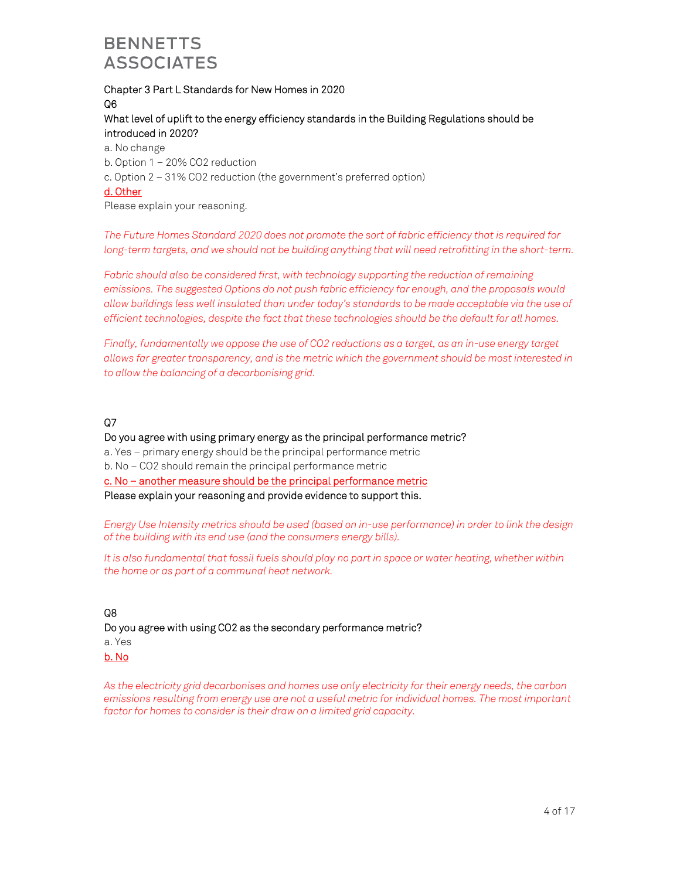BENNETTS
ASSOCIATES

Chapter 3 Part L Standards for New Homes in 2020

Q6

What level of uplift to the energy efficiency standards in the Building Regulations should be introduced in 2020?

a. No change

b. Option 1 – 20% $CO_2$ reduction

c. Option 2 – 31% $CO_2$ reduction (the government's preferred option)

d. Other

Please explain your reasoning.

*The Future Homes Standard 2020 does not promote the sort of fabric efficiency that is required for long-term targets, and we should not be building anything that will need retrofitting in the short-term.*

*Fabric should also be considered first, with technology supporting the reduction of remaining emissions. The suggested Options do not push fabric efficiency far enough, and the proposals would allow buildings less well insulated than under today's standards to be made acceptable via the use of efficient technologies, despite the fact that these technologies should be the default for all homes.*

*Finally, fundamentally we oppose the use of $CO_2$ reductions as a target, as an in-use energy target allows far greater transparency, and is the metric which the government should be most interested in to allow the balancing of a decarbonising grid.*

Q7

Do you agree with using primary energy as the principal performance metric?

a. Yes – primary energy should be the principal performance metric

b. No – $CO_2$ should remain the principal performance metric

c. No – another measure should be the principal performance metric

Please explain your reasoning and provide evidence to support this.

*Energy Use Intensity metrics should be used (based on in-use performance) in order to link the design of the building with its end use (and the consumers energy bills).*

*It is also fundamental that fossil fuels should play no part in space or water heating, whether within the home or as part of a communal heat network.*

Q8

Do you agree with using $CO_2$ as the secondary performance metric?

a. Yes

b. No

*As the electricity grid decarbonises and homes use only electricity for their energy needs, the carbon emissions resulting from energy use are not a useful metric for individual homes. The most important factor for homes to consider is their draw on a limited grid capacity.*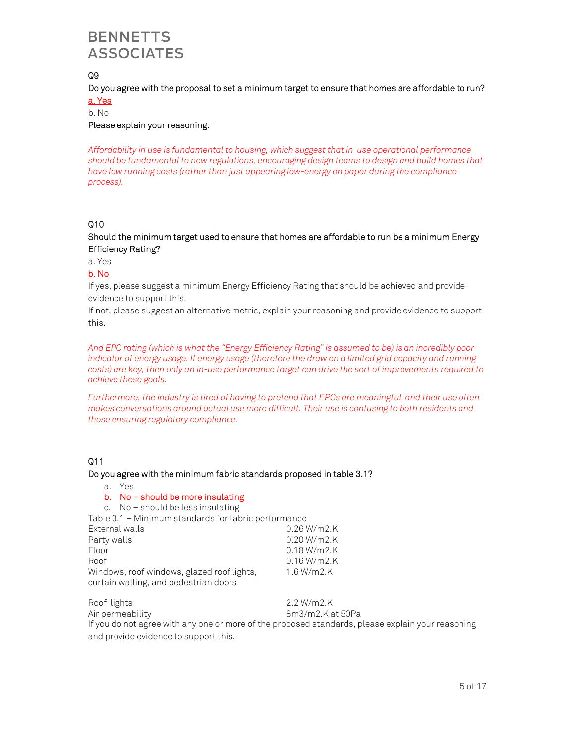BENNETTS ASSOCIATES

Q9

Do you agree with the proposal to set a minimum target to ensure that homes are affordable to run?

a. Yes

b. No

Please explain your reasoning.

*Affordability in use is fundamental to housing, which suggest that in-use operational performance should be fundamental to new regulations, encouraging design teams to design and build homes that have low running costs (rather than just appearing low-energy on paper during the compliance process).*

Q10

Should the minimum target used to ensure that homes are affordable to run be a minimum Energy Efficiency Rating?

a. Yes

b. No

If yes, please suggest a minimum Energy Efficiency Rating that should be achieved and provide evidence to support this.

If not, please suggest an alternative metric, explain your reasoning and provide evidence to support this.

*And EPC rating (which is what the "Energy Efficiency Rating" is assumed to be) is an incredibly poor indicator of energy usage. If energy usage (therefore the draw on a limited grid capacity and running costs) are key, then only an in-use performance target can drive the sort of improvements required to achieve these goals.*

*Furthermore, the industry is tired of having to pretend that EPCs are meaningful, and their use often makes conversations around actual use more difficult. Their use is confusing to both residents and those ensuring regulatory compliance.*

Q11

Do you agree with the minimum fabric standards proposed in table 3.1?

a. Yes
b. No – should be more insulating
c. No – should be less insulating

Table 3.1 – Minimum standards for fabric performance

| | |
|---|---|
| External walls | 0.26 W/m2.K |
| Party walls | 0.20 W/m2.K |
| Floor | 0.18 W/m2.K |
| Roof | 0.16 W/m2.K |
| Windows, roof windows, glazed roof lights, curtain walling, and pedestrian doors | 1.6 W/m2.K |
| Roof-lights | 2.2 W/m2.K |
| Air permeability | 8m3/m2.K at 50Pa |

If you do not agree with any one or more of the proposed standards, please explain your reasoning and provide evidence to support this.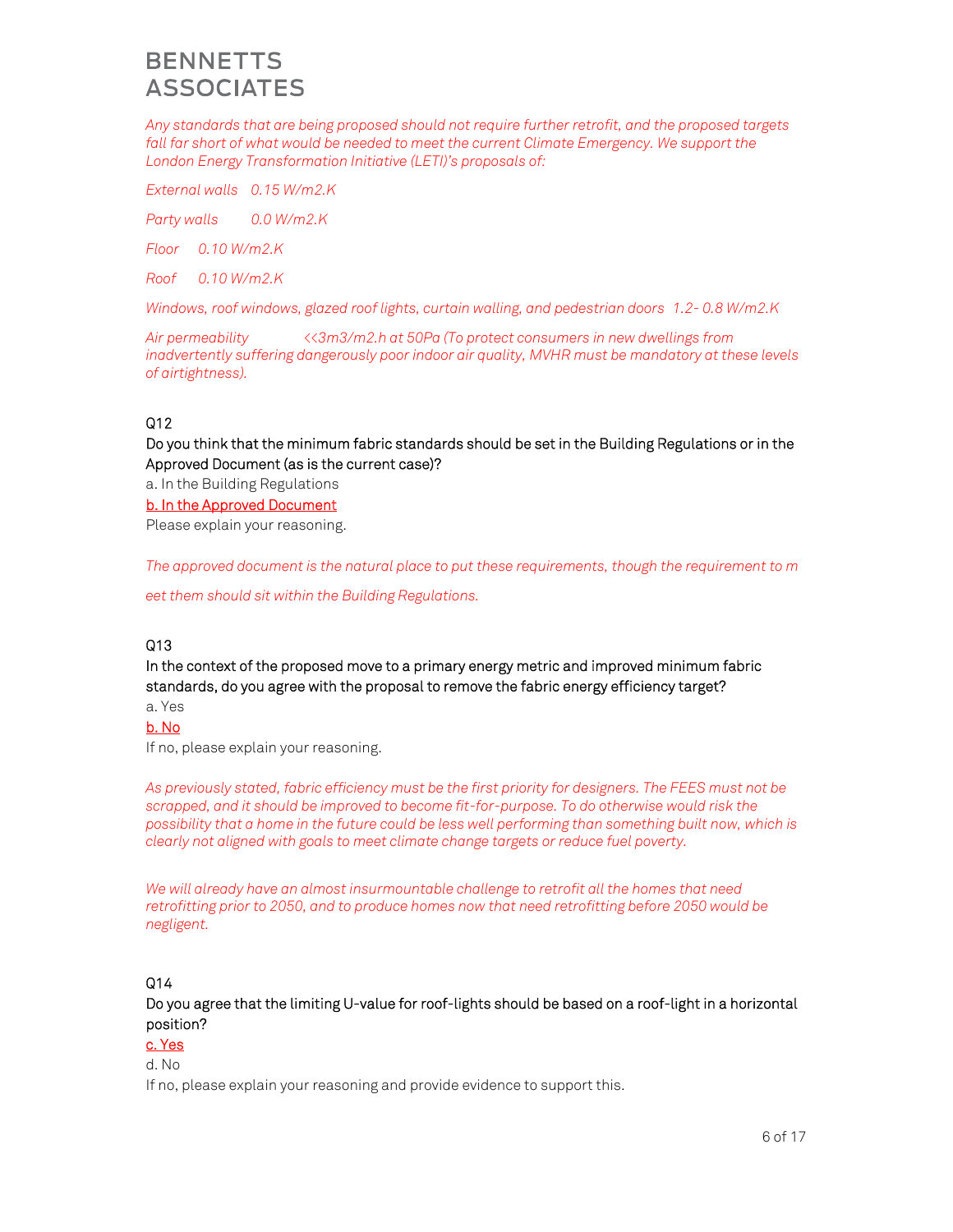*Any standards that are being proposed should not require further retrofit, and the proposed targets fall far short of what would be needed to meet the current Climate Emergency. We support the London Energy Transformation Initiative (LETI)'s proposals of:*

*External walls   0.15 W/m2.K*

*Party walls   0.0 W/m2.K*

*Floor   0.10 W/m2.K*

*Roof   0.10 W/m2.K*

*Windows, roof windows, glazed roof lights, curtain walling, and pedestrian doors   1.2- 0.8 W/m2.K*

*Air permeability   <<3m3/m2.h at 50Pa (To protect consumers in new dwellings from inadvertently suffering dangerously poor indoor air quality, MVHR must be mandatory at these levels of airtightness).*

Q12

Do you think that the minimum fabric standards should be set in the Building Regulations or in the Approved Document (as is the current case)?

a. In the Building Regulations

b. In the Approved Document

Please explain your reasoning.

*The approved document is the natural place to put these requirements, though the requirement to m*

*eet them should sit within the Building Regulations.*

Q13

In the context of the proposed move to a primary energy metric and improved minimum fabric standards, do you agree with the proposal to remove the fabric energy efficiency target?

a. Yes

b. No

If no, please explain your reasoning.

*As previously stated, fabric efficiency must be the first priority for designers. The FEES must not be scrapped, and it should be improved to become fit-for-purpose. To do otherwise would risk the possibility that a home in the future could be less well performing than something built now, which is clearly not aligned with goals to meet climate change targets or reduce fuel poverty.*

*We will already have an almost insurmountable challenge to retrofit all the homes that need retrofitting prior to 2050, and to produce homes now that need retrofitting before 2050 would be negligent.*

Q14

Do you agree that the limiting U-value for roof-lights should be based on a roof-light in a horizontal position?

c. Yes

d. No

If no, please explain your reasoning and provide evidence to support this.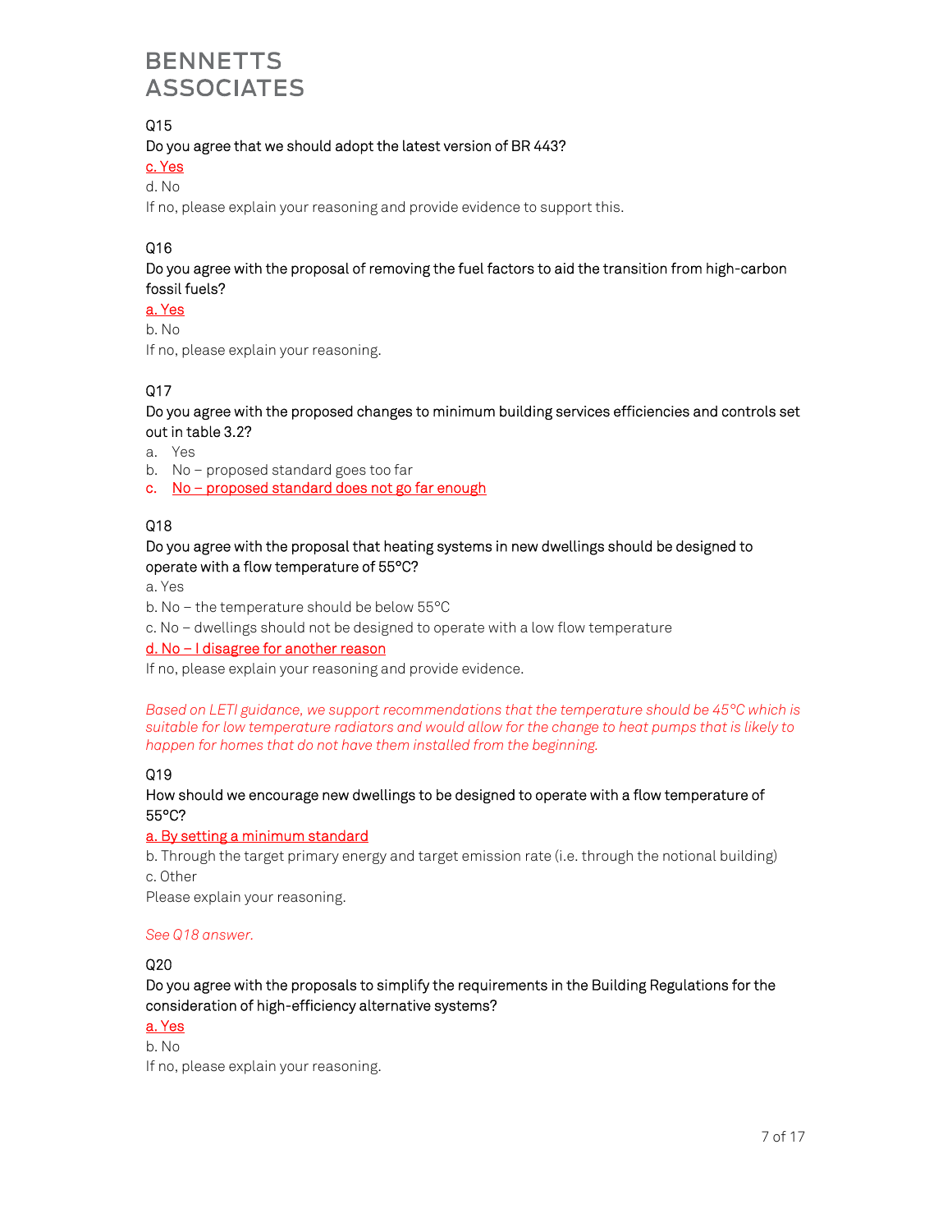Q15

Do you agree that we should adopt the latest version of BR 443?

c. Yes

d. No

If no, please explain your reasoning and provide evidence to support this.

Q16

Do you agree with the proposal of removing the fuel factors to aid the transition from high-carbon fossil fuels?

a. Yes

b. No

If no, please explain your reasoning.

Q17

Do you agree with the proposed changes to minimum building services efficiencies and controls set out in table 3.2?

a. Yes
b. No – proposed standard goes too far
c. No – proposed standard does not go far enough

Q18

Do you agree with the proposal that heating systems in new dwellings should be designed to operate with a flow temperature of 55°C?

a. Yes

b. No – the temperature should be below 55°C

c. No – dwellings should not be designed to operate with a low flow temperature

d. No – I disagree for another reason

If no, please explain your reasoning and provide evidence.

*Based on LETI guidance, we support recommendations that the temperature should be 45°C which is suitable for low temperature radiators and would allow for the change to heat pumps that is likely to happen for homes that do not have them installed from the beginning.*

Q19

How should we encourage new dwellings to be designed to operate with a flow temperature of 55°C?

a. By setting a minimum standard

b. Through the target primary energy and target emission rate (i.e. through the notional building)

c. Other

Please explain your reasoning.

*See Q18 answer.*

Q20

Do you agree with the proposals to simplify the requirements in the Building Regulations for the consideration of high-efficiency alternative systems?

a. Yes

b. No

If no, please explain your reasoning.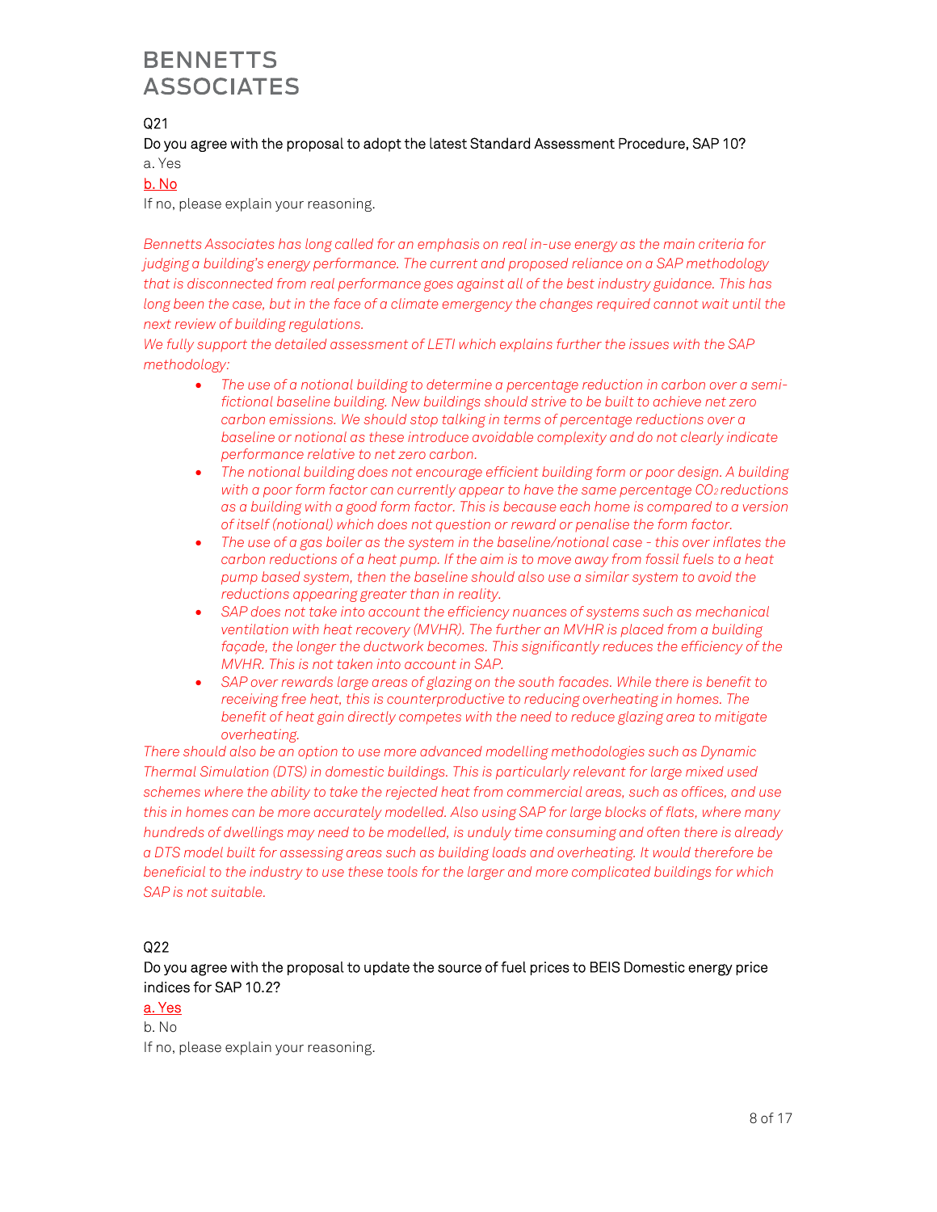Q21

Do you agree with the proposal to adopt the latest Standard Assessment Procedure, SAP 10?

a. Yes

b. No

If no, please explain your reasoning.

*Bennetts Associates has long called for an emphasis on real in-use energy as the main criteria for judging a building's energy performance. The current and proposed reliance on a SAP methodology that is disconnected from real performance goes against all of the best industry guidance. This has long been the case, but in the face of a climate emergency the changes required cannot wait until the next review of building regulations.*

*We fully support the detailed assessment of LETI which explains further the issues with the SAP methodology:*

- *The use of a notional building to determine a percentage reduction in carbon over a semi-fictional baseline building. New buildings should strive to be built to achieve net zero carbon emissions. We should stop talking in terms of percentage reductions over a baseline or notional as these introduce avoidable complexity and do not clearly indicate performance relative to net zero carbon.*
- *The notional building does not encourage efficient building form or poor design. A building with a poor form factor can currently appear to have the same percentage $CO_2$ reductions as a building with a good form factor. This is because each home is compared to a version of itself (notional) which does not question or reward or penalise the form factor.*
- *The use of a gas boiler as the system in the baseline/notional case - this over inflates the carbon reductions of a heat pump. If the aim is to move away from fossil fuels to a heat pump based system, then the baseline should also use a similar system to avoid the reductions appearing greater than in reality.*
- *SAP does not take into account the efficiency nuances of systems such as mechanical ventilation with heat recovery (MVHR). The further an MVHR is placed from a building façade, the longer the ductwork becomes. This significantly reduces the efficiency of the MVHR. This is not taken into account in SAP.*
- *SAP over rewards large areas of glazing on the south facades. While there is benefit to receiving free heat, this is counterproductive to reducing overheating in homes. The benefit of heat gain directly competes with the need to reduce glazing area to mitigate overheating.*

*There should also be an option to use more advanced modelling methodologies such as Dynamic Thermal Simulation (DTS) in domestic buildings. This is particularly relevant for large mixed used schemes where the ability to take the rejected heat from commercial areas, such as offices, and use this in homes can be more accurately modelled. Also using SAP for large blocks of flats, where many hundreds of dwellings may need to be modelled, is unduly time consuming and often there is already a DTS model built for assessing areas such as building loads and overheating. It would therefore be beneficial to the industry to use these tools for the larger and more complicated buildings for which SAP is not suitable.*

Q22

Do you agree with the proposal to update the source of fuel prices to BEIS Domestic energy price indices for SAP 10.2?

a. Yes

b. No

If no, please explain your reasoning.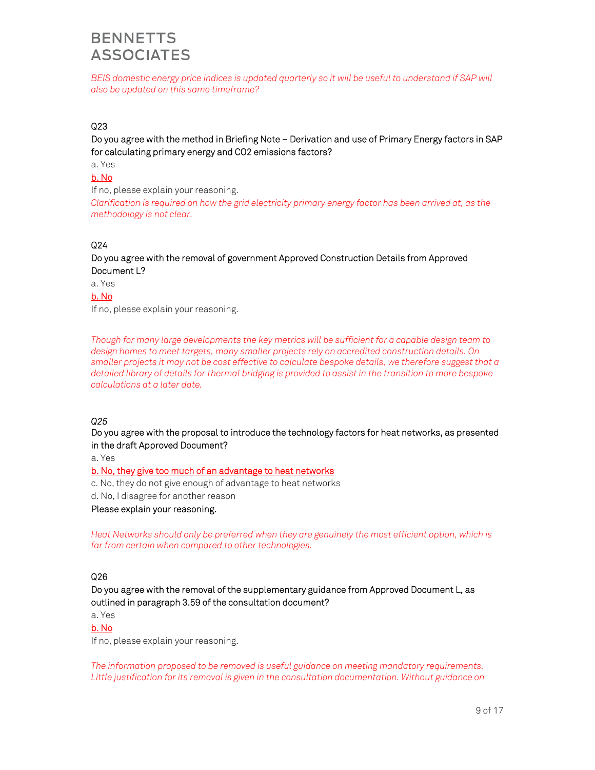*BEIS domestic energy price indices is updated quarterly so it will be useful to understand if SAP will also be updated on this same timeframe?*

Q23

Do you agree with the method in Briefing Note – Derivation and use of Primary Energy factors in SAP for calculating primary energy and CO2 emissions factors?

a. Yes

b. No

If no, please explain your reasoning.

*Clarification is required on how the grid electricity primary energy factor has been arrived at, as the methodology is not clear.*

Q24

Do you agree with the removal of government Approved Construction Details from Approved Document L?

a. Yes

b. No

If no, please explain your reasoning.

*Though for many large developments the key metrics will be sufficient for a capable design team to design homes to meet targets, many smaller projects rely on accredited construction details. On smaller projects it may not be cost effective to calculate bespoke details, we therefore suggest that a detailed library of details for thermal bridging is provided to assist in the transition to more bespoke calculations at a later date.*

*Q25*

Do you agree with the proposal to introduce the technology factors for heat networks, as presented in the draft Approved Document?

a. Yes

b. No, they give too much of an advantage to heat networks

c. No, they do not give enough of advantage to heat networks

d. No, I disagree for another reason

Please explain your reasoning.

*Heat Networks should only be preferred when they are genuinely the most efficient option, which is far from certain when compared to other technologies.*

Q26

Do you agree with the removal of the supplementary guidance from Approved Document L, as outlined in paragraph 3.59 of the consultation document?

a. Yes

b. No

If no, please explain your reasoning.

*The information proposed to be removed is useful guidance on meeting mandatory requirements. Little justification for its removal is given in the consultation documentation. Without guidance on*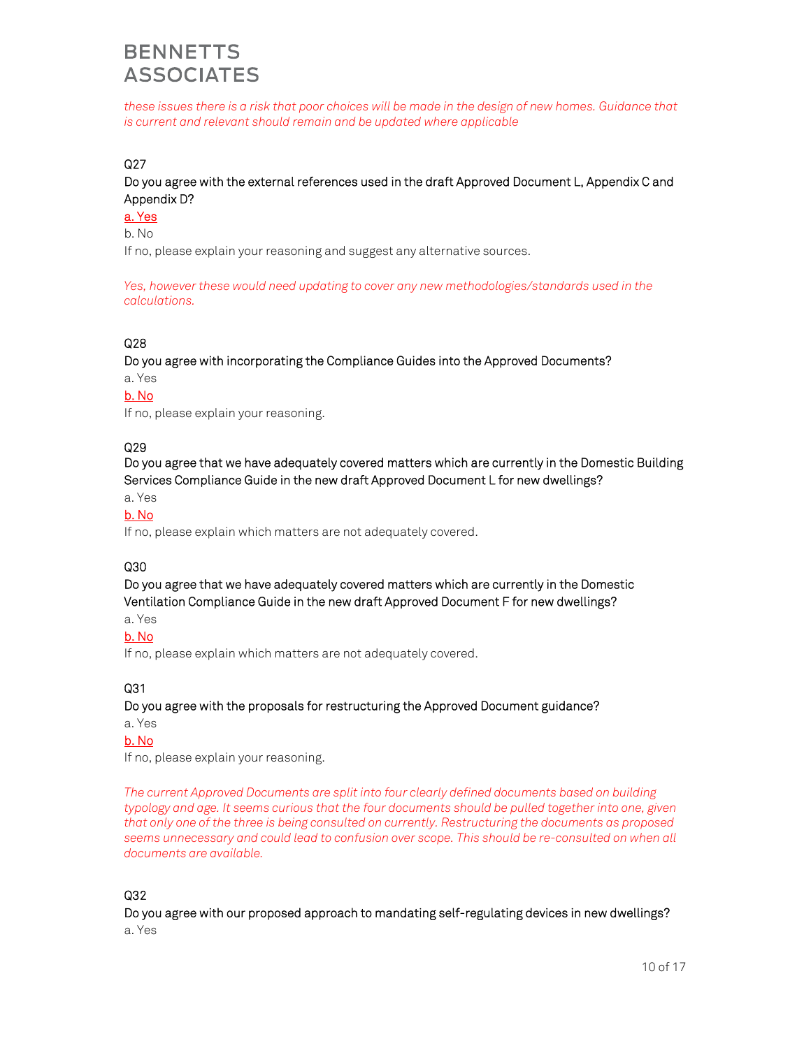*these issues there is a risk that poor choices will be made in the design of new homes. Guidance that is current and relevant should remain and be updated where applicable*

Q27

Do you agree with the external references used in the draft Approved Document L, Appendix C and Appendix D?

a. Yes

b. No

If no, please explain your reasoning and suggest any alternative sources.

*Yes, however these would need updating to cover any new methodologies/standards used in the calculations.*

Q28

Do you agree with incorporating the Compliance Guides into the Approved Documents?

a. Yes

b. No

If no, please explain your reasoning.

Q29

Do you agree that we have adequately covered matters which are currently in the Domestic Building Services Compliance Guide in the new draft Approved Document L for new dwellings?

a. Yes

b. No

If no, please explain which matters are not adequately covered.

Q30

Do you agree that we have adequately covered matters which are currently in the Domestic Ventilation Compliance Guide in the new draft Approved Document F for new dwellings?

a. Yes

b. No

If no, please explain which matters are not adequately covered.

Q31

Do you agree with the proposals for restructuring the Approved Document guidance?

a. Yes

b. No

If no, please explain your reasoning.

*The current Approved Documents are split into four clearly defined documents based on building typology and age. It seems curious that the four documents should be pulled together into one, given that only one of the three is being consulted on currently. Restructuring the documents as proposed seems unnecessary and could lead to confusion over scope. This should be re-consulted on when all documents are available.*

Q32

Do you agree with our proposed approach to mandating self-regulating devices in new dwellings?

a. Yes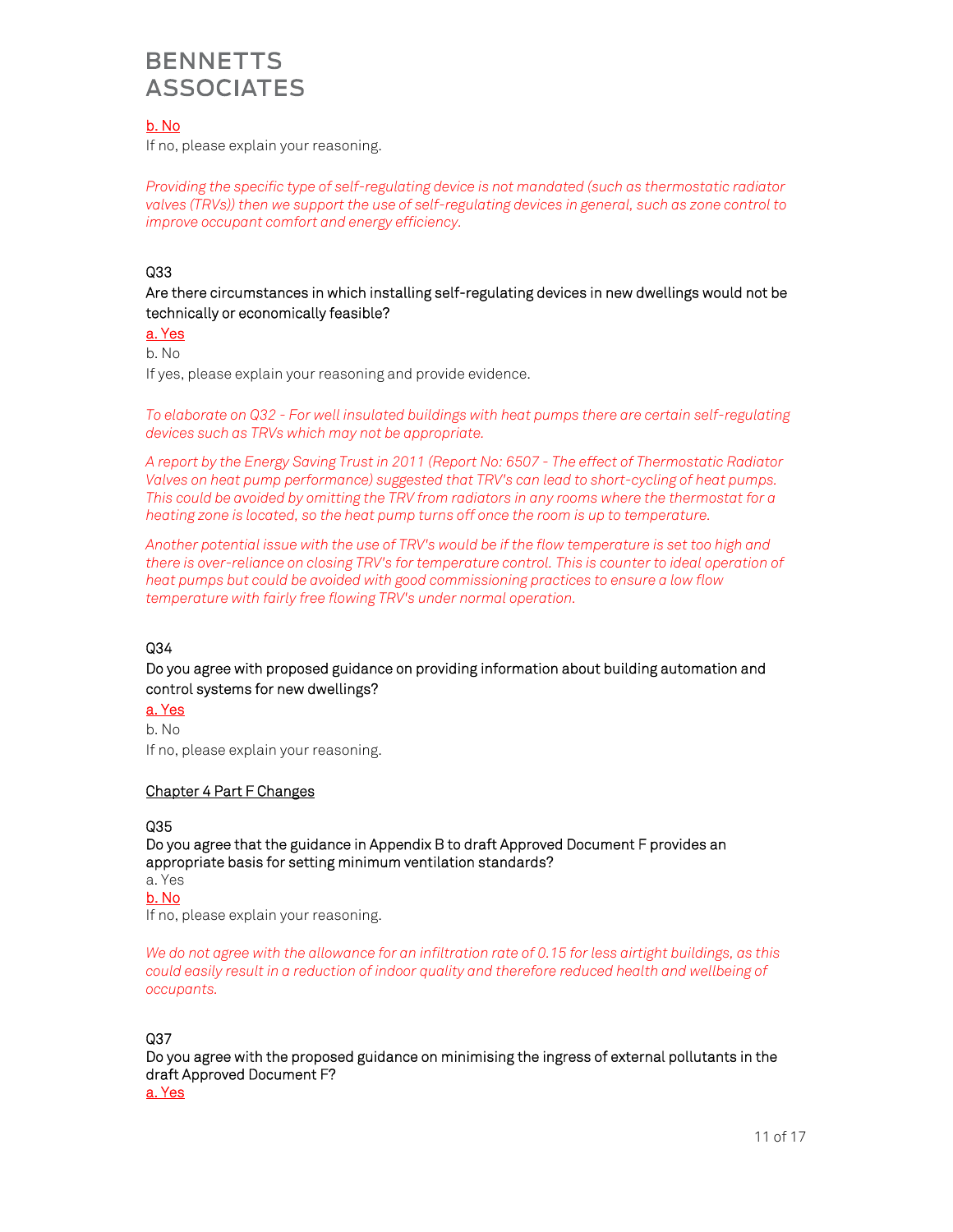b. No

If no, please explain your reasoning.

*Providing the specific type of self-regulating device is not mandated (such as thermostatic radiator valves (TRVs)) then we support the use of self-regulating devices in general, such as zone control to improve occupant comfort and energy efficiency.*

Q33

Are there circumstances in which installing self-regulating devices in new dwellings would not be technically or economically feasible?

a. Yes

b. No

If yes, please explain your reasoning and provide evidence.

*To elaborate on Q32 - For well insulated buildings with heat pumps there are certain self-regulating devices such as TRVs which may not be appropriate.*

*A report by the Energy Saving Trust in 2011 (Report No: 6507 - The effect of Thermostatic Radiator Valves on heat pump performance) suggested that TRV's can lead to short-cycling of heat pumps. This could be avoided by omitting the TRV from radiators in any rooms where the thermostat for a heating zone is located, so the heat pump turns off once the room is up to temperature.*

*Another potential issue with the use of TRV's would be if the flow temperature is set too high and there is over-reliance on closing TRV's for temperature control. This is counter to ideal operation of heat pumps but could be avoided with good commissioning practices to ensure a low flow temperature with fairly free flowing TRV's under normal operation.*

Q34

Do you agree with proposed guidance on providing information about building automation and control systems for new dwellings?

a. Yes

b. No

If no, please explain your reasoning.

Chapter 4 Part F Changes

Q35

Do you agree that the guidance in Appendix B to draft Approved Document F provides an appropriate basis for setting minimum ventilation standards?

a. Yes

b. No

If no, please explain your reasoning.

*We do not agree with the allowance for an infiltration rate of 0.15 for less airtight buildings, as this could easily result in a reduction of indoor quality and therefore reduced health and wellbeing of occupants.*

Q37

Do you agree with the proposed guidance on minimising the ingress of external pollutants in the draft Approved Document F?

a. Yes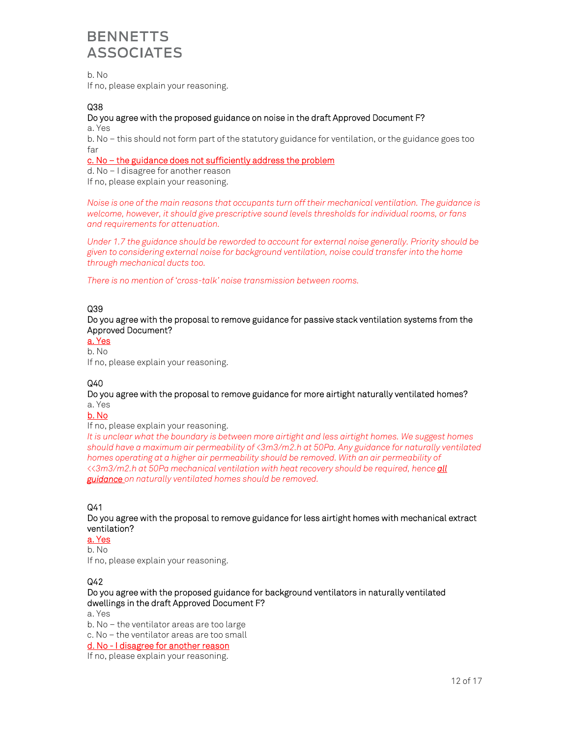b. No
If no, please explain your reasoning.

Q38

Do you agree with the proposed guidance on noise in the draft Approved Document F?

a. Yes
b. No – this should not form part of the statutory guidance for ventilation, or the guidance goes too far
<u>c. No – the guidance does not sufficiently address the problem</u>
d. No – I disagree for another reason
If no, please explain your reasoning.

*Noise is one of the main reasons that occupants turn off their mechanical ventilation. The guidance is welcome, however, it should give prescriptive sound levels thresholds for individual rooms, or fans and requirements for attenuation.*

*Under 1.7 the guidance should be reworded to account for external noise generally. Priority should be given to considering external noise for background ventilation, noise could transfer into the home through mechanical ducts too.*

*There is no mention of 'cross-talk' noise transmission between rooms.*

Q39

Do you agree with the proposal to remove guidance for passive stack ventilation systems from the Approved Document?

<u>a. Yes</u>
b. No
If no, please explain your reasoning.

Q40

Do you agree with the proposal to remove guidance for more airtight naturally ventilated homes?

a. Yes
<u>b. No</u>
If no, please explain your reasoning.
*It is unclear what the boundary is between more airtight and less airtight homes. We suggest homes should have a maximum air permeability of <3m3/m2.h at 50Pa. Any guidance for naturally ventilated homes operating at a higher air permeability should be removed. With an air permeability of <<3m3/m2.h at 50Pa mechanical ventilation with heat recovery should be required, hence* ***<u>all guidance</u>*** *on naturally ventilated homes should be removed.*

Q41

Do you agree with the proposal to remove guidance for less airtight homes with mechanical extract ventilation?

<u>a. Yes</u>
b. No
If no, please explain your reasoning.

Q42

Do you agree with the proposed guidance for background ventilators in naturally ventilated dwellings in the draft Approved Document F?

a. Yes
b. No – the ventilator areas are too large
c. No – the ventilator areas are too small
<u>d. No - I disagree for another reason</u>
If no, please explain your reasoning.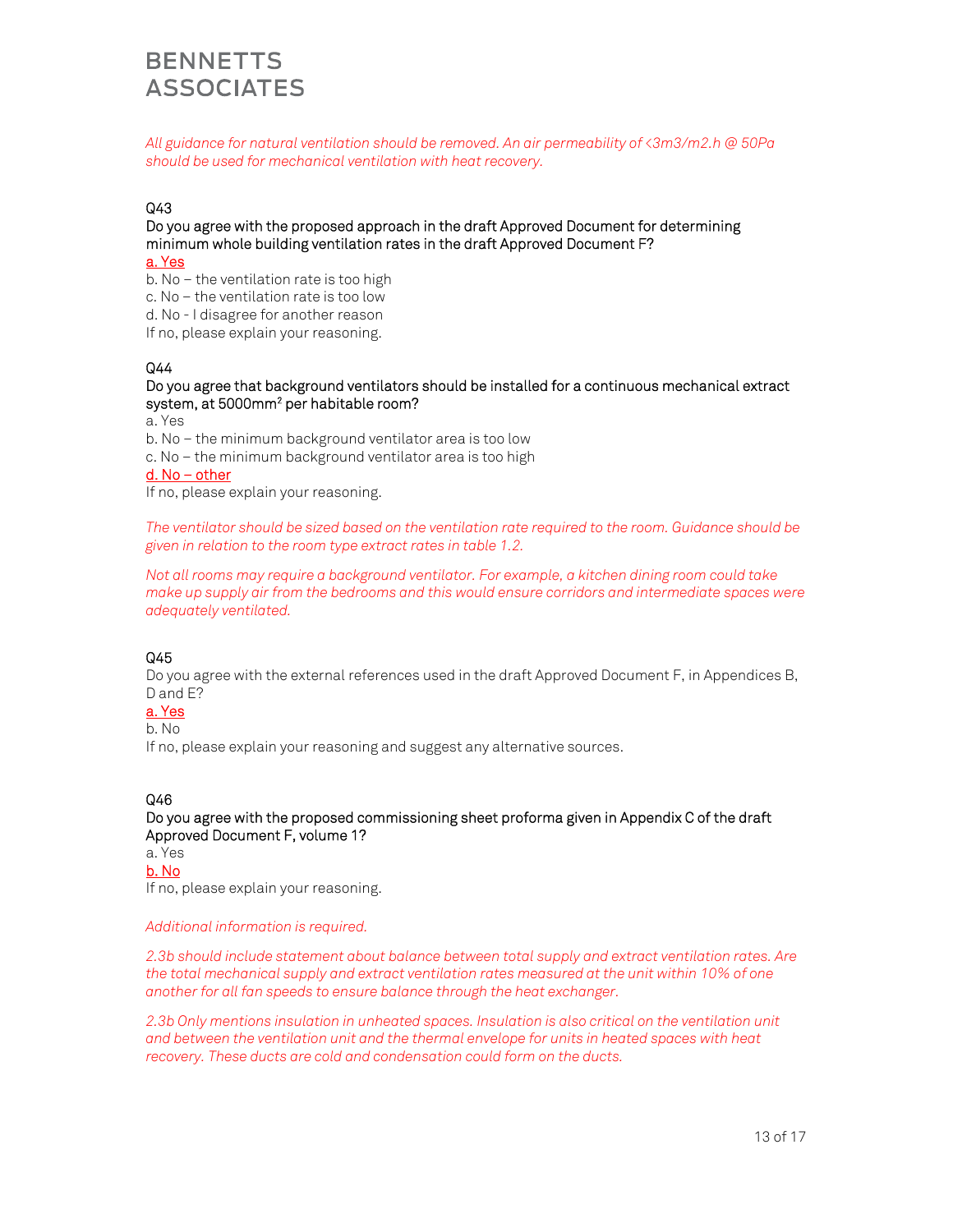*All guidance for natural ventilation should be removed. An air permeability of <3m3/m2.h @ 50Pa should be used for mechanical ventilation with heat recovery.*

### Q43

Do you agree with the proposed approach in the draft Approved Document for determining minimum whole building ventilation rates in the draft Approved Document F?

<u>a. Yes</u>

b. No – the ventilation rate is too high

c. No – the ventilation rate is too low

d. No - I disagree for another reason

If no, please explain your reasoning.

### Q44

Do you agree that background ventilators should be installed for a continuous mechanical extract system, at 5000mm$^2$ per habitable room?

a. Yes

b. No – the minimum background ventilator area is too low

c. No – the minimum background ventilator area is too high

<u>d. No – other</u>

If no, please explain your reasoning.

*The ventilator should be sized based on the ventilation rate required to the room. Guidance should be given in relation to the room type extract rates in table 1.2.*

*Not all rooms may require a background ventilator. For example, a kitchen dining room could take make up supply air from the bedrooms and this would ensure corridors and intermediate spaces were adequately ventilated.*

### Q45

Do you agree with the external references used in the draft Approved Document F, in Appendices B, D and E?

<u>a. Yes</u>

b. No

If no, please explain your reasoning and suggest any alternative sources.

### Q46

Do you agree with the proposed commissioning sheet proforma given in Appendix C of the draft Approved Document F, volume 1?

a. Yes

<u>b. No</u>

If no, please explain your reasoning.

*Additional information is required.*

*2.3b should include statement about balance between total supply and extract ventilation rates. Are the total mechanical supply and extract ventilation rates measured at the unit within 10% of one another for all fan speeds to ensure balance through the heat exchanger.*

*2.3b Only mentions insulation in unheated spaces. Insulation is also critical on the ventilation unit and between the ventilation unit and the thermal envelope for units in heated spaces with heat recovery. These ducts are cold and condensation could form on the ducts.*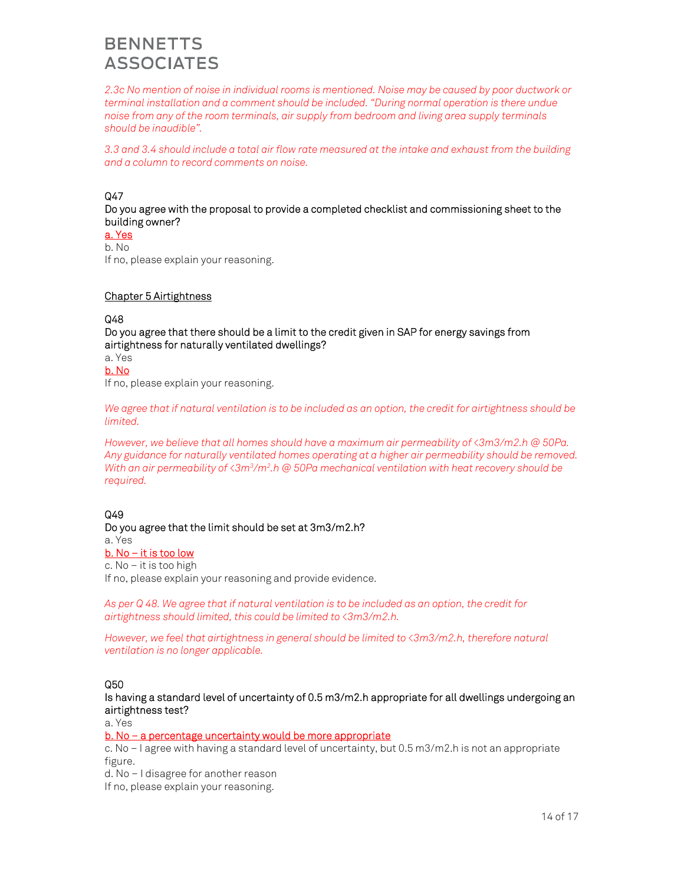*2.3c No mention of noise in individual rooms is mentioned. Noise may be caused by poor ductwork or terminal installation and a comment should be included. "During normal operation is there undue noise from any of the room terminals, air supply from bedroom and living area supply terminals should be inaudible".*

*3.3 and 3.4 should include a total air flow rate measured at the intake and exhaust from the building and a column to record comments on noise.*

Q47

Do you agree with the proposal to provide a completed checklist and commissioning sheet to the building owner?

a. Yes

b. No

If no, please explain your reasoning.

Chapter 5 Airtightness

Q48

Do you agree that there should be a limit to the credit given in SAP for energy savings from airtightness for naturally ventilated dwellings?

a. Yes

b. No

If no, please explain your reasoning.

*We agree that if natural ventilation is to be included as an option, the credit for airtightness should be limited.*

*However, we believe that all homes should have a maximum air permeability of <3m3/m2.h @ 50Pa. Any guidance for naturally ventilated homes operating at a higher air permeability should be removed. With an air permeability of <$3m^3/m^2$.h @ 50Pa mechanical ventilation with heat recovery should be required.*

Q49

Do you agree that the limit should be set at 3m3/m2.h?

a. Yes

b. No – it is too low

c. No – it is too high

If no, please explain your reasoning and provide evidence.

*As per Q 48. We agree that if natural ventilation is to be included as an option, the credit for airtightness should limited, this could be limited to <3m3/m2.h.*

*However, we feel that airtightness in general should be limited to <3m3/m2.h, therefore natural ventilation is no longer applicable.*

Q50

Is having a standard level of uncertainty of 0.5 m3/m2.h appropriate for all dwellings undergoing an airtightness test?

a. Yes

b. No – a percentage uncertainty would be more appropriate

c. No – I agree with having a standard level of uncertainty, but 0.5 m3/m2.h is not an appropriate figure.

d. No – I disagree for another reason

If no, please explain your reasoning.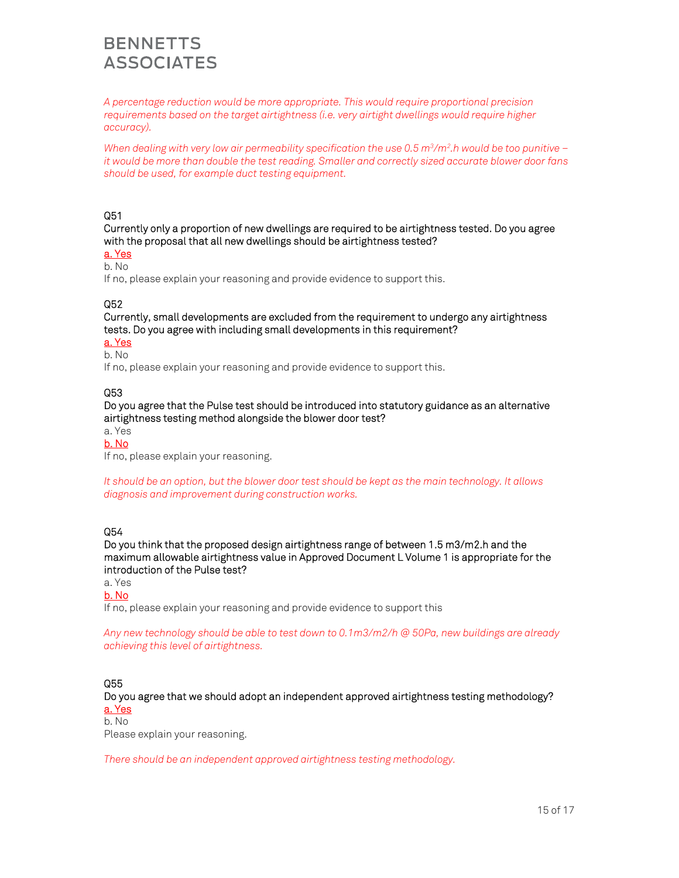*A percentage reduction would be more appropriate. This would require proportional precision requirements based on the target airtightness (i.e. very airtight dwellings would require higher accuracy).*

*When dealing with very low air permeability specification the use 0.5 $m^3/m^2$.h would be too punitive – it would be more than double the test reading. Smaller and correctly sized accurate blower door fans should be used, for example duct testing equipment.*

Q51

Currently only a proportion of new dwellings are required to be airtightness tested. Do you agree with the proposal that all new dwellings should be airtightness tested?

a. Yes

b. No

If no, please explain your reasoning and provide evidence to support this.

Q52

Currently, small developments are excluded from the requirement to undergo any airtightness tests. Do you agree with including small developments in this requirement?

a. Yes

b. No

If no, please explain your reasoning and provide evidence to support this.

Q53

Do you agree that the Pulse test should be introduced into statutory guidance as an alternative airtightness testing method alongside the blower door test?

a. Yes

b. No

If no, please explain your reasoning.

*It should be an option, but the blower door test should be kept as the main technology. It allows diagnosis and improvement during construction works.*

Q54

Do you think that the proposed design airtightness range of between 1.5 m3/m2.h and the maximum allowable airtightness value in Approved Document L Volume 1 is appropriate for the introduction of the Pulse test?

a. Yes

b. No

If no, please explain your reasoning and provide evidence to support this

*Any new technology should be able to test down to 0.1m3/m2/h @ 50Pa, new buildings are already achieving this level of airtightness.*

Q55

Do you agree that we should adopt an independent approved airtightness testing methodology?

a. Yes

b. No

Please explain your reasoning.

*There should be an independent approved airtightness testing methodology.*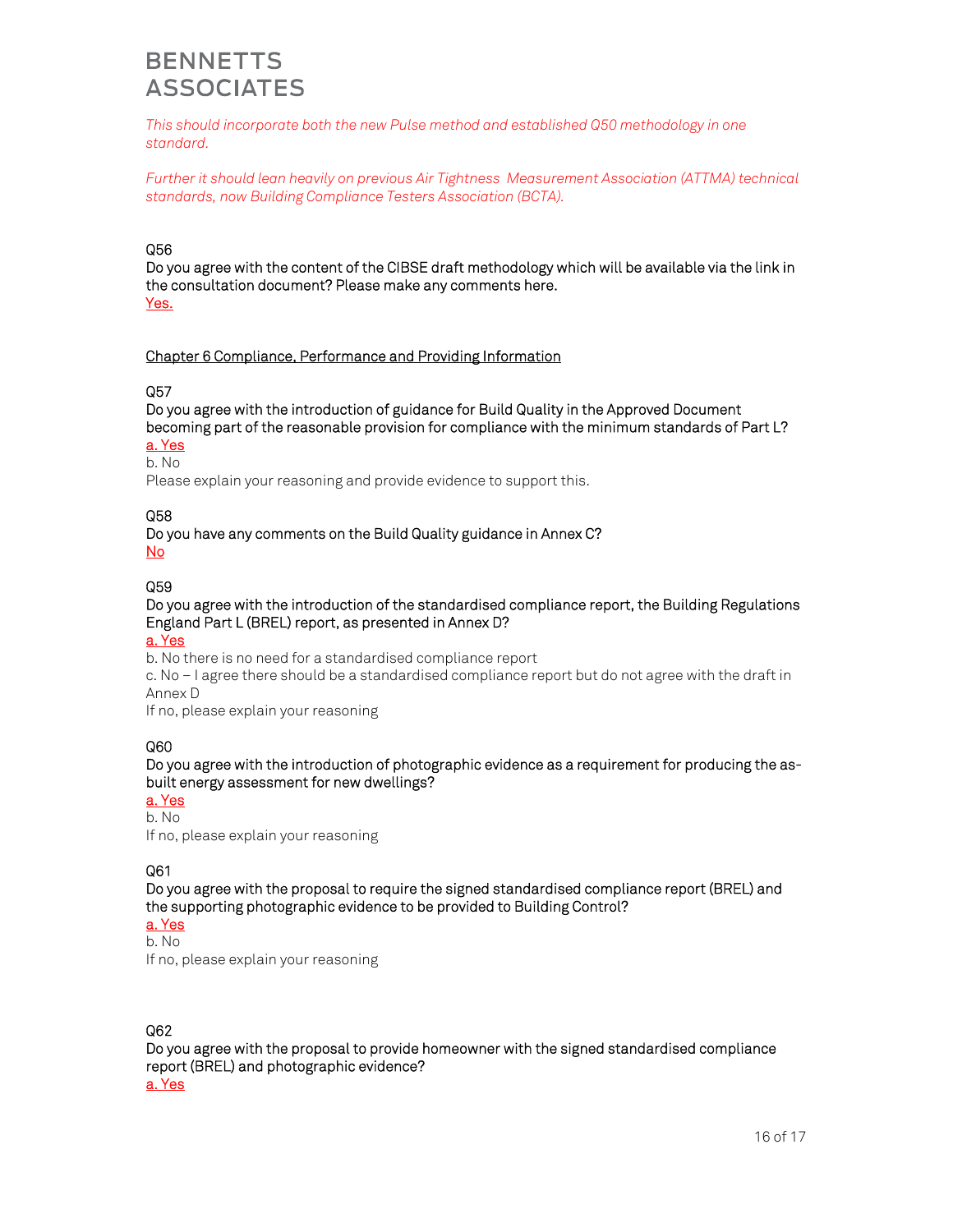*This should incorporate both the new Pulse method and established Q50 methodology in one standard.*

*Further it should lean heavily on previous Air Tightness Measurement Association (ATTMA) technical standards, now Building Compliance Testers Association (BCTA).*

Q56

Do you agree with the content of the CIBSE draft methodology which will be available via the link in the consultation document? Please make any comments here.

Yes.

Chapter 6 Compliance, Performance and Providing Information

Q57

Do you agree with the introduction of guidance for Build Quality in the Approved Document becoming part of the reasonable provision for compliance with the minimum standards of Part L?

a. Yes

b. No

Please explain your reasoning and provide evidence to support this.

Q58

Do you have any comments on the Build Quality guidance in Annex C?

No

Q59

Do you agree with the introduction of the standardised compliance report, the Building Regulations England Part L (BREL) report, as presented in Annex D?

a. Yes

b. No there is no need for a standardised compliance report

c. No – I agree there should be a standardised compliance report but do not agree with the draft in Annex D

If no, please explain your reasoning

Q60

Do you agree with the introduction of photographic evidence as a requirement for producing the as-built energy assessment for new dwellings?

a. Yes

b. No

If no, please explain your reasoning

Q61

Do you agree with the proposal to require the signed standardised compliance report (BREL) and the supporting photographic evidence to be provided to Building Control?

a. Yes

b. No

If no, please explain your reasoning

Q62

Do you agree with the proposal to provide homeowner with the signed standardised compliance report (BREL) and photographic evidence?

a. Yes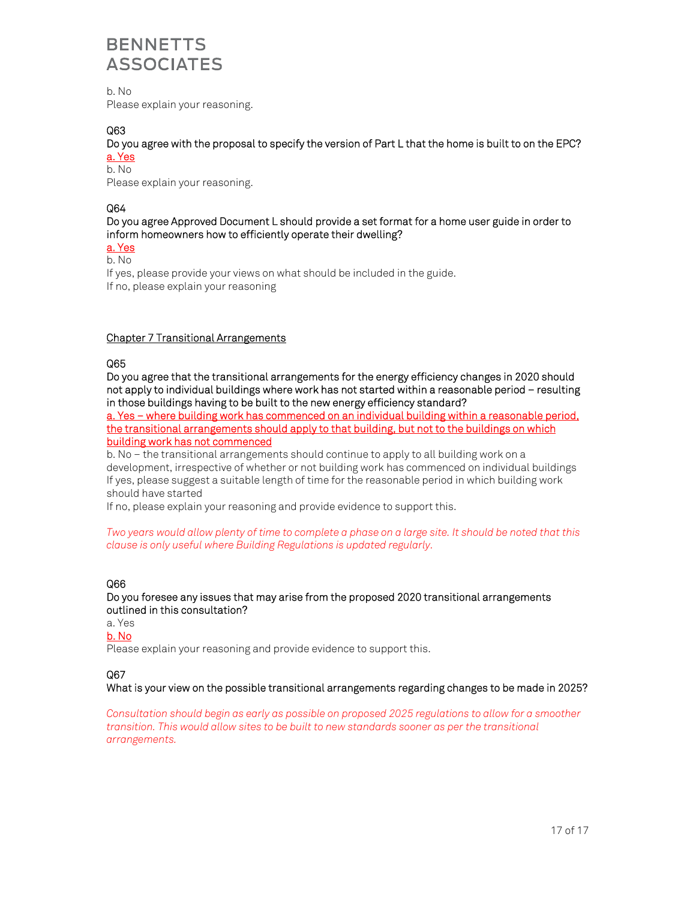b. No
Please explain your reasoning.

Q63

Do you agree with the proposal to specify the version of Part L that the home is built to on the EPC?

a. Yes

b. No

Please explain your reasoning.

Q64

Do you agree Approved Document L should provide a set format for a home user guide in order to inform homeowners how to efficiently operate their dwelling?

a. Yes

b. No

If yes, please provide your views on what should be included in the guide.

If no, please explain your reasoning

## Chapter 7 Transitional Arrangements

Q65

Do you agree that the transitional arrangements for the energy efficiency changes in 2020 should not apply to individual buildings where work has not started within a reasonable period – resulting in those buildings having to be built to the new energy efficiency standard?

a. Yes – where building work has commenced on an individual building within a reasonable period, the transitional arrangements should apply to that building, but not to the buildings on which building work has not commenced

b. No – the transitional arrangements should continue to apply to all building work on a development, irrespective of whether or not building work has commenced on individual buildings

If yes, please suggest a suitable length of time for the reasonable period in which building work should have started

If no, please explain your reasoning and provide evidence to support this.

*Two years would allow plenty of time to complete a phase on a large site. It should be noted that this clause is only useful where Building Regulations is updated regularly.*

Q66

Do you foresee any issues that may arise from the proposed 2020 transitional arrangements outlined in this consultation?

a. Yes

b. No

Please explain your reasoning and provide evidence to support this.

Q67

What is your view on the possible transitional arrangements regarding changes to be made in 2025?

*Consultation should begin as early as possible on proposed 2025 regulations to allow for a smoother transition. This would allow sites to be built to new standards sooner as per the transitional arrangements.*